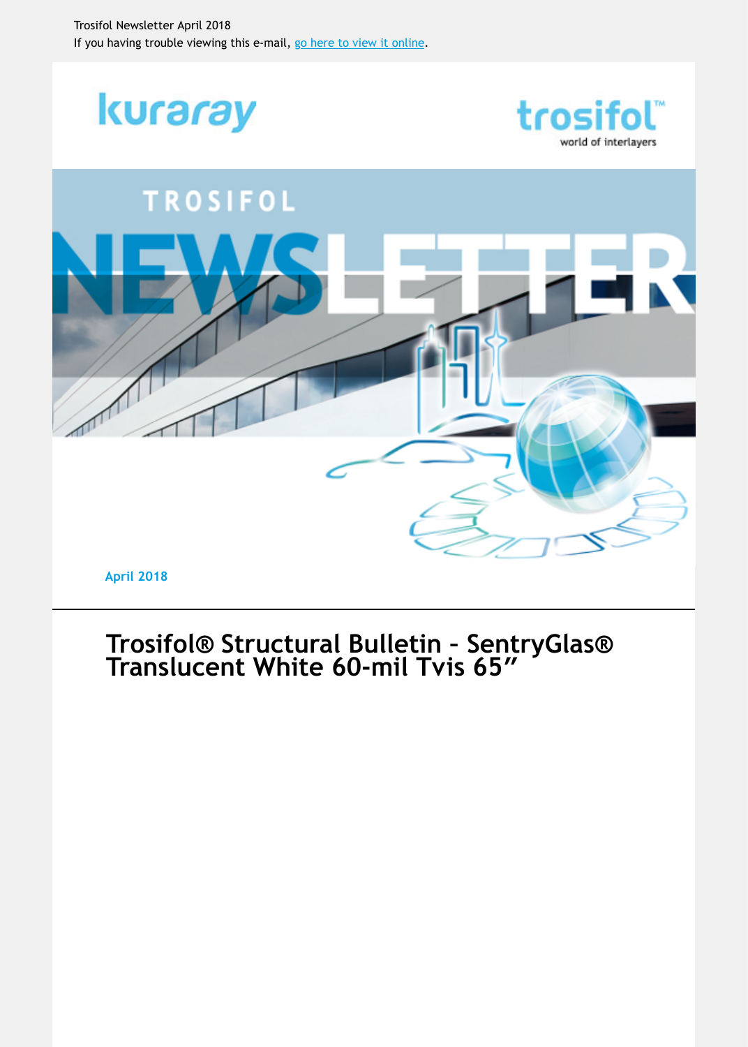Trosifol Newsletter April 2018

If you having trouble viewing this e-mail, [go here to view it online](#).

kuraray

trosifol™
world of interlayers

TROSIFOL NEWSLETTER

April 2018

# Trosifol® Structural Bulletin - SentryGlas® Translucent White 60-mil Tvis 65”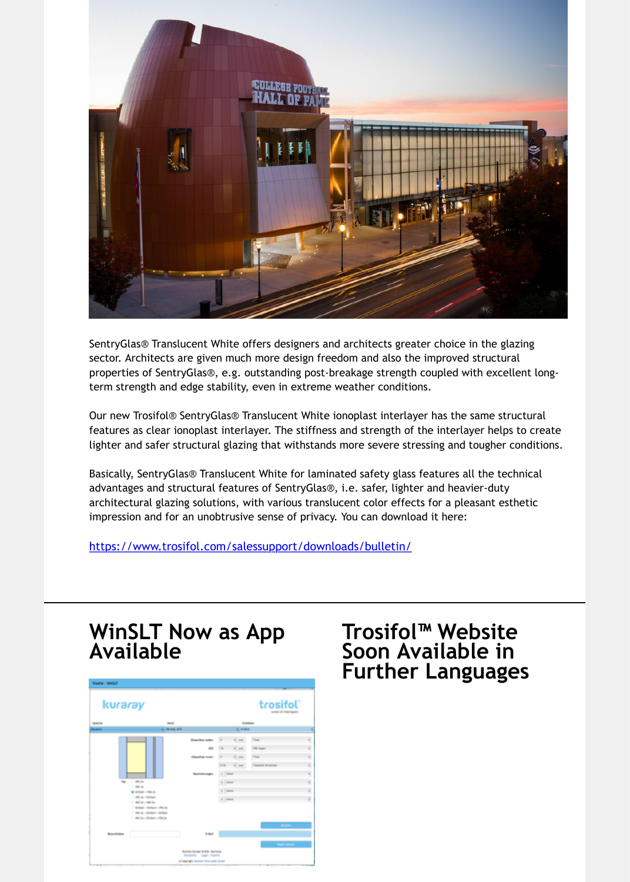SentryGlas® Translucent White offers designers and architects greater choice in the glazing sector. Architects are given much more design freedom and also the improved structural properties of SentryGlas®, e.g. outstanding post-breakage strength coupled with excellent long-term strength and edge stability, even in extreme weather conditions.

Our new Trosifol® SentryGlas® Translucent White ionoplast interlayer has the same structural features as clear ionoplast interlayer. The stiffness and strength of the interlayer helps to create lighter and safer structural glazing that withstands more severe stressing and tougher conditions.

Basically, SentryGlas® Translucent White for laminated safety glass features all the technical advantages and structural features of SentryGlas®, i.e. safer, lighter and heavier-duty architectural glazing solutions, with various translucent color effects for a pleasant esthetic impression and for an unobtrusive sense of privacy. You can download it here:

https://www.trosifol.com/salessupport/downloads/bulletin/

## WinSLT Now as App Available

## Trosifol™ Website Soon Available in Further Languages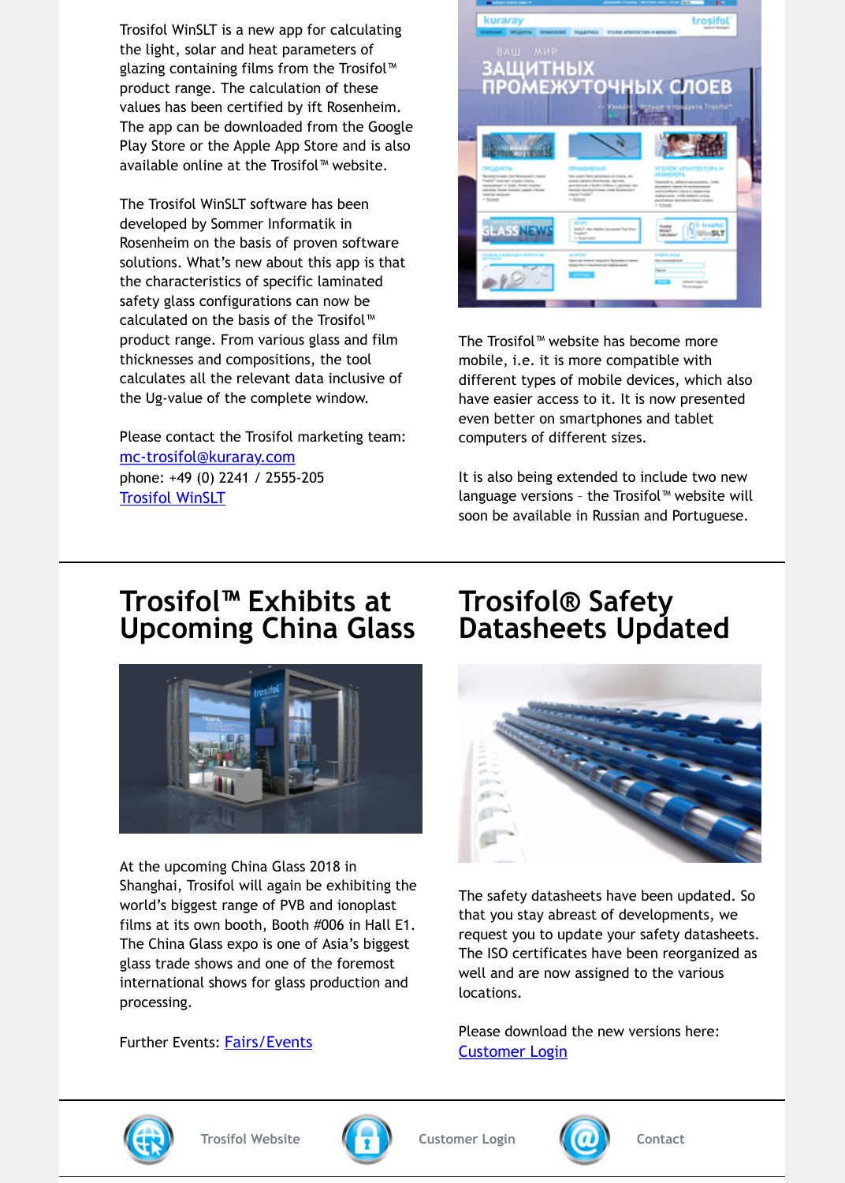Trosifol WinSLT is a new app for calculating the light, solar and heat parameters of glazing containing films from the Trosifol™ product range. The calculation of these values has been certified by ift Rosenheim. The app can be downloaded from the Google Play Store or the Apple App Store and is also available online at the Trosifol™ website.

The Trosifol WinSLT software has been developed by Sommer Informatik in Rosenheim on the basis of proven software solutions. What's new about this app is that the characteristics of specific laminated safety glass configurations can now be calculated on the basis of the Trosifol™ product range. From various glass and film thicknesses and compositions, the tool calculates all the relevant data inclusive of the Ug-value of the complete window.

Please contact the Trosifol marketing team:
mc-trosifol@kuraray.com
phone: +49 (0) 2241 / 2555-205
Trosifol WinSLT

The Trosifol™ website has become more mobile, i.e. it is more compatible with different types of mobile devices, which also have easier access to it. It is now presented even better on smartphones and tablet computers of different sizes.

It is also being extended to include two new language versions – the Trosifol™ website will soon be available in Russian and Portuguese.

## Trosifol™ Exhibits at Upcoming China Glass

At the upcoming China Glass 2018 in Shanghai, Trosifol will again be exhibiting the world's biggest range of PVB and ionoplast films at its own booth, Booth #006 in Hall E1. The China Glass expo is one of Asia's biggest glass trade shows and one of the foremost international shows for glass production and processing.

Further Events: Fairs/Events

## Trosifol® Safety Datasheets Updated

The safety datasheets have been updated. So that you stay abreast of developments, we request you to update your safety datasheets. The ISO certificates have been reorganized as well and are now assigned to the various locations.

Please download the new versions here:
Customer Login

Trosifol Website | Customer Login | Contact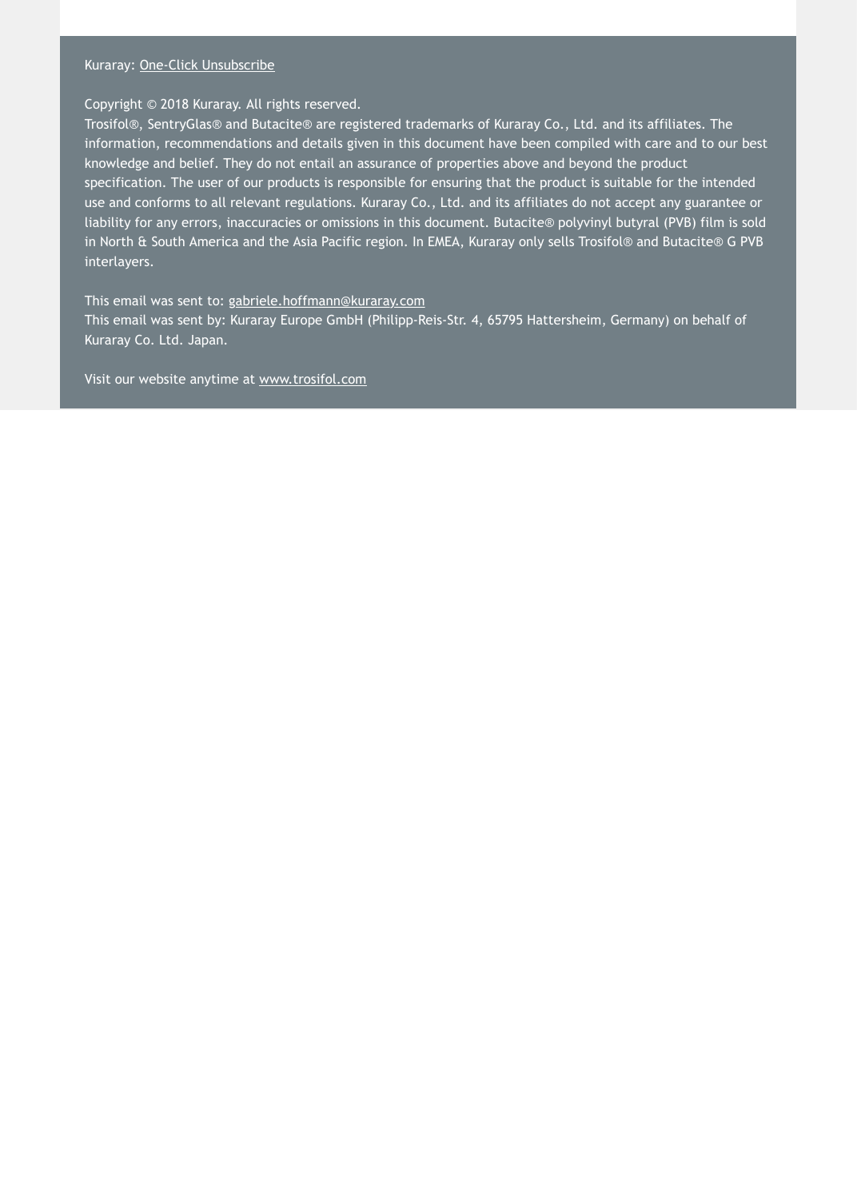Kuraray: One-Click Unsubscribe

Copyright © 2018 Kuraray. All rights reserved.
Trosifol®, SentryGlas® and Butacite® are registered trademarks of Kuraray Co., Ltd. and its affiliates. The information, recommendations and details given in this document have been compiled with care and to our best knowledge and belief. They do not entail an assurance of properties above and beyond the product specification. The user of our products is responsible for ensuring that the product is suitable for the intended use and conforms to all relevant regulations. Kuraray Co., Ltd. and its affiliates do not accept any guarantee or liability for any errors, inaccuracies or omissions in this document. Butacite® polyvinyl butyral (PVB) film is sold in North & South America and the Asia Pacific region. In EMEA, Kuraray only sells Trosifol® and Butacite® G PVB interlayers.

This email was sent to: gabriele.hoffmann@kuraray.com
This email was sent by: Kuraray Europe GmbH (Philipp-Reis-Str. 4, 65795 Hattersheim, Germany) on behalf of Kuraray Co. Ltd. Japan.

Visit our website anytime at www.trosifol.com